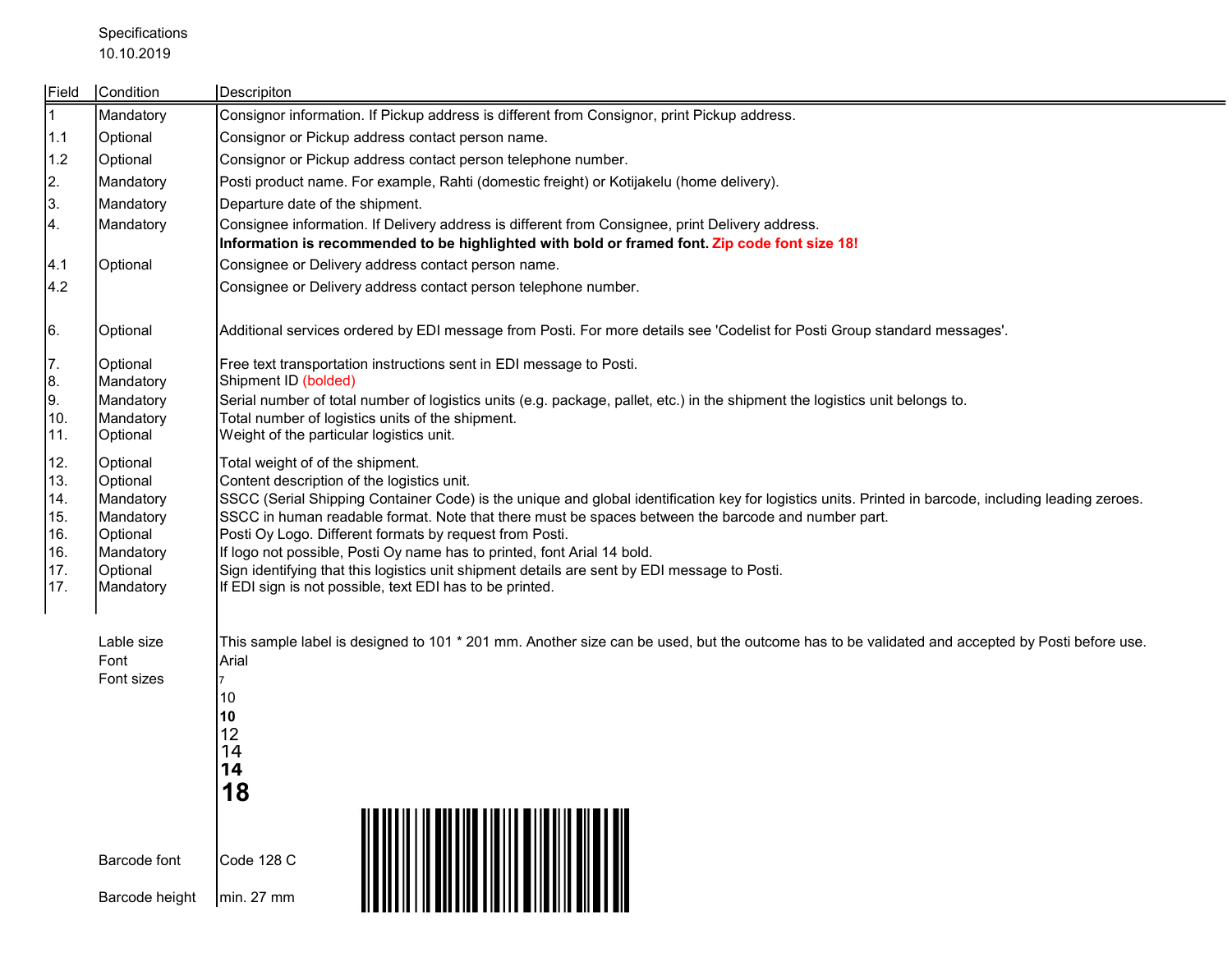Specifications
10.10.2019

| Field | Condition | Descripiton |
|---|---|---|
| 1 | Mandatory | Consignor information. If Pickup address is different from Consignor, print Pickup address. |
| 1.1 | Optional | Consignor or Pickup address contact person name. |
| 1.2 | Optional | Consignor or Pickup address contact person telephone number. |
| 2. | Mandatory | Posti product name. For example, Rahti (domestic freight) or Kotijakelu (home delivery). |
| 3. | Mandatory | Departure date of the shipment. |
| 4. | Mandatory | Consignee information. If Delivery address is different from Consignee, print Delivery address. **Information is recommended to be highlighted with bold or framed font. Zip code font size 18!** |
| 4.1 | Optional | Consignee or Delivery address contact person name. |
| 4.2 | | Consignee or Delivery address contact person telephone number. |
| 6. | Optional | Additional services ordered by EDI message from Posti. For more details see 'Codelist for Posti Group standard messages'. |
| 7. | Optional | Free text transportation instructions sent in EDI message to Posti. |
| 8. | Mandatory | Shipment ID (bolded) |
| 9. | Mandatory | Serial number of total number of logistics units (e.g. package, pallet, etc.) in the shipment the logistics unit belongs to. |
| 10. | Mandatory | Total number of logistics units of the shipment. |
| 11. | Optional | Weight of the particular logistics unit. |
| 12. | Optional | Total weight of of the shipment. |
| 13. | Optional | Content description of the logistics unit. |
| 14. | Mandatory | SSCC (Serial Shipping Container Code) is the unique and global identification key for logistics units. Printed in barcode, including leading zeroes. |
| 15. | Mandatory | SSCC in human readable format. Note that there must be spaces between the barcode and number part. |
| 16. | Optional | Posti Oy Logo. Different formats by request from Posti. |
| 16. | Mandatory | If logo not possible, Posti Oy name has to printed, font Arial 14 bold. |
| 17. | Optional | Sign identifying that this logistics unit shipment details are sent by EDI message to Posti. |
| 17. | Mandatory | If EDI sign is not possible, text EDI has to be printed. |

| | |
|---|---|
| Lable size | This sample label is designed to 101 * 201 mm. Another size can be used, but the outcome has to be validated and accepted by Posti before use. |
| Font | Arial |
| Font sizes | 7<br>10<br>**10**<br>12<br>14<br>**14**<br>**18** |
| Barcode font | Code 128 C |
| Barcode height | min. 27 mm |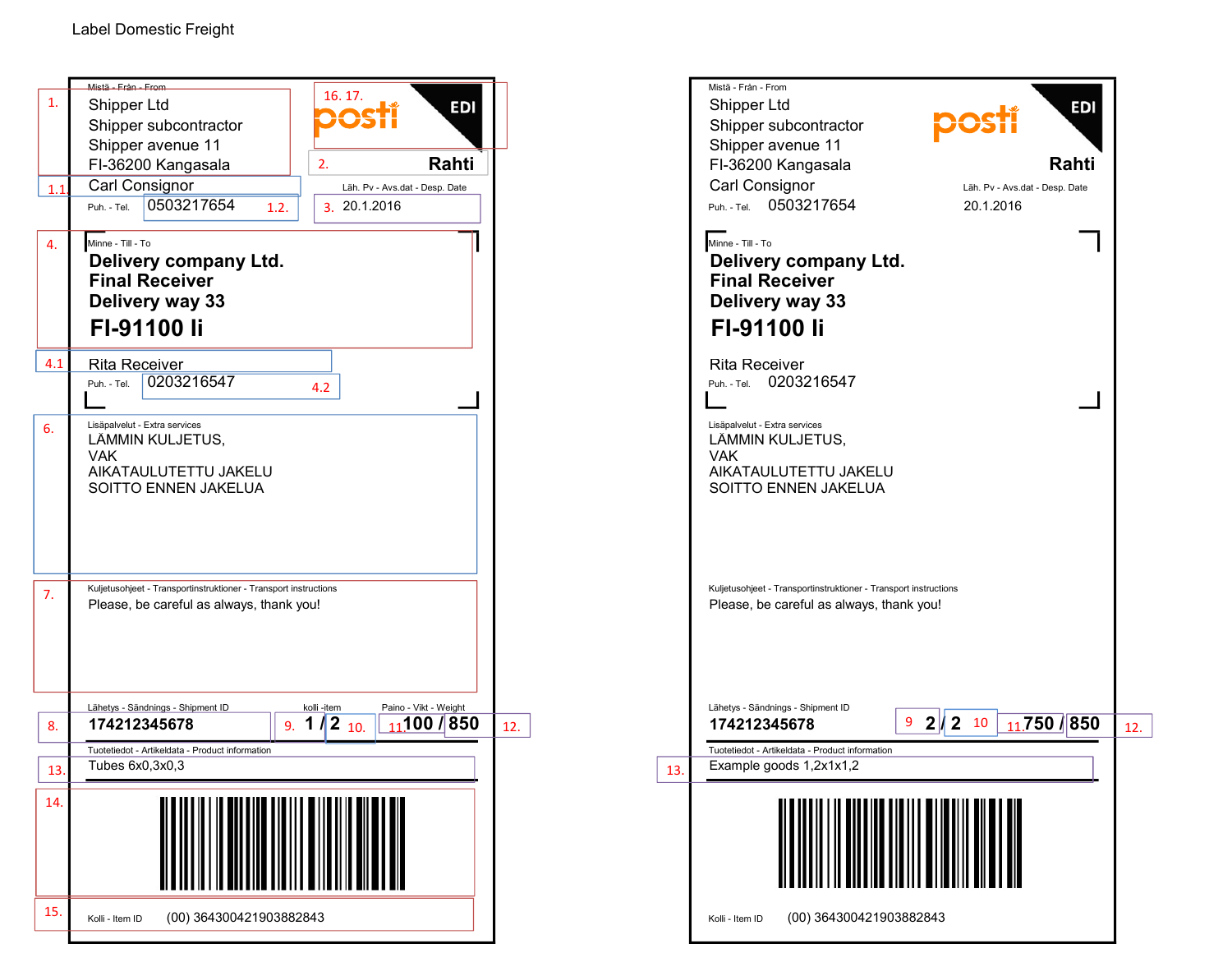Label Domestic Freight

**Label 1**

Mistä - Från - From

1. Shipper Ltd
   Shipper subcontractor
   Shipper avenue 11
   FI-36200 Kangasala

1.1. Carl Consignor

Puh. - Tel. 0503217654 1.2.

16. 17. posti EDI

2. **Rahti**

Läh. Pv - Avs.dat - Desp. Date

3. 20.1.2016

4. Minne - Till - To
   **Delivery company Ltd.**
   **Final Receiver**
   **Delivery way 33**
   **FI-91100 Ii**

4.1 Rita Receiver

Puh. - Tel. 0203216547 4.2

6. Lisäpalvelut - Extra services
   LÄMMIN KULJETUS,
   VAK
   AIKATAULUTETTU JAKELU
   SOITTO ENNEN JAKELUA

7. Kuljetusohjeet - Transportinstruktioner - Transport instructions
   Please, be careful as always, thank you!

| Lähetys - Sändnings - Shipment ID | kolli -item | Paino - Vikt - Weight |
|---|---|---|
| 8. **174212345678** | 9. **1** / **2** 10. | 11. **100** / **850** 12. |

Tuotetiedot - Artikeldata - Product information

13. Tubes 6x0,3x0,3

14. (barcode)

15. Kolli - Item ID (00) 364300421903882843

**Label 2**

Mistä - Från - From

Shipper Ltd
Shipper subcontractor
Shipper avenue 11
FI-36200 Kangasala
Carl Consignor

Puh. - Tel. 0503217654

posti EDI

**Rahti**

Läh. Pv - Avs.dat - Desp. Date

20.1.2016

Minne - Till - To
**Delivery company Ltd.**
**Final Receiver**
**Delivery way 33**
**FI-91100 Ii**

Rita Receiver

Puh. - Tel. 0203216547

Lisäpalvelut - Extra services
LÄMMIN KULJETUS,
VAK
AIKATAULUTETTU JAKELU
SOITTO ENNEN JAKELUA

Kuljetusohjeet - Transportinstruktioner - Transport instructions
Please, be careful as always, thank you!

| Lähetys - Sändnings - Shipment ID | kolli -item | Paino - Vikt - Weight |
|---|---|---|
| **174212345678** | 9 **2** / **2** 10 | 11. **750** / **850** 12. |

Tuotetiedot - Artikeldata - Product information

13. Example goods 1,2x1x1,2

Kolli - Item ID (00) 364300421903882843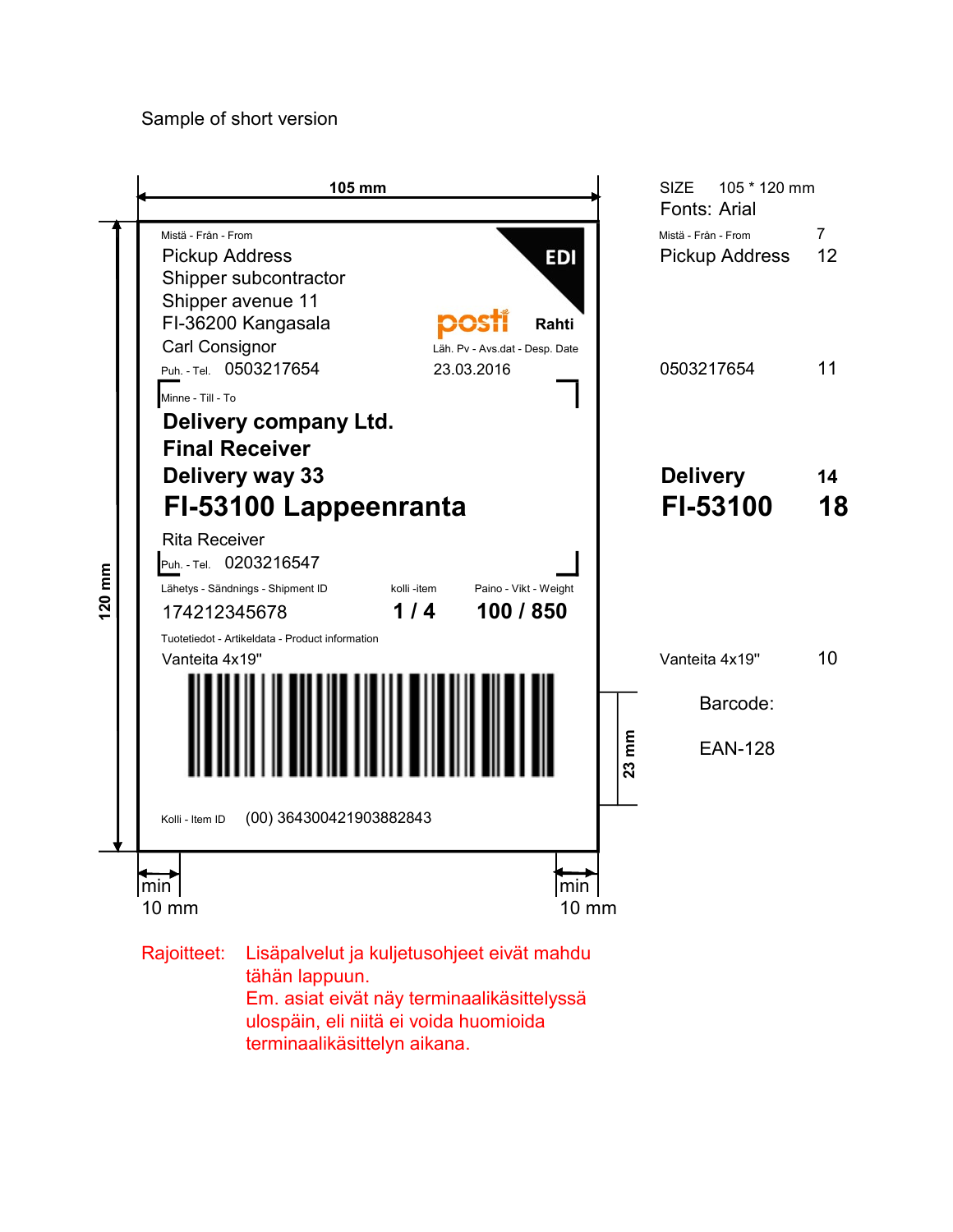Sample of short version

105 mm

120 mm

Mistä - Från - From
Pickup Address
Shipper subcontractor
Shipper avenue 11
FI-36200 Kangasala
Carl Consignor
Puh. - Tel. 0503217654

EDI

posti Rahti
Läh. Pv - Avs.dat - Desp. Date
23.03.2016

Minne - Till - To
**Delivery company Ltd.**
**Final Receiver**
**Delivery way 33**
**FI-53100 Lappeenranta**

Rita Receiver
Puh. - Tel. 0203216547

| Lähetys - Sändnings - Shipment ID | kolli -item | Paino - Vikt - Weight |
| --- | --- | --- |
| 174212345678 | **1 / 4** | **100 / 850** |

Tuotetiedot - Artikeldata - Product information
Vanteita 4x19"

23 mm

Kolli - Item ID (00) 364300421903882843

min 10 mm

min 10 mm

| | |
| --- | --- |
| SIZE | 105 * 120 mm |
| Fonts: | Arial |
| Mistä - Från - From | 7 |
| Pickup Address | 12 |
| 0503217654 | 11 |
| **Delivery** | **14** |
| **FI-53100** | **18** |
| Vanteita 4x19" | 10 |

Barcode:

EAN-128

Rajoitteet: Lisäpalvelut ja kuljetusohjeet eivät mahdu tähän lappuun.
Em. asiat eivät näy terminaalikäsittelyssä ulospäin, eli niitä ei voida huomioida terminaalikäsittelyn aikana.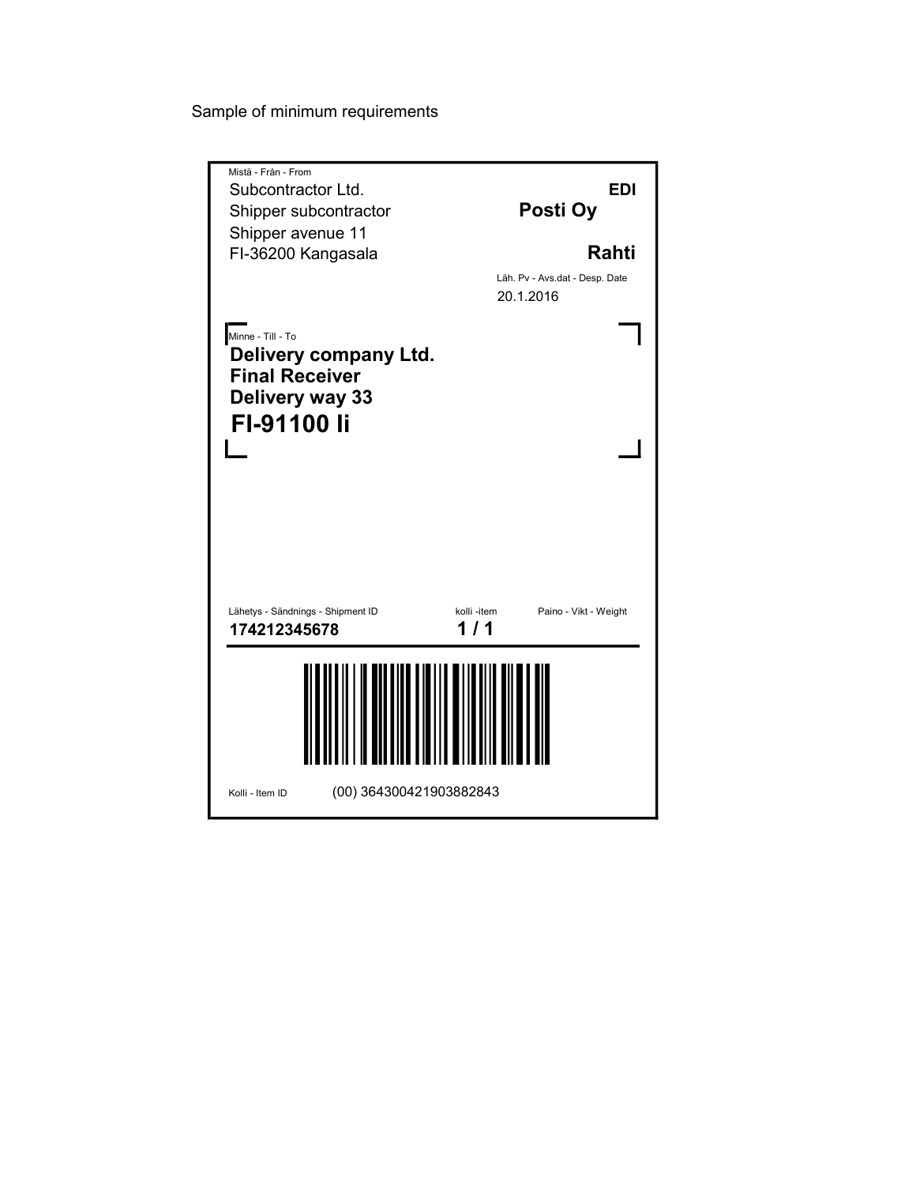Sample of minimum requirements

Mistä - Från - From

Subcontractor Ltd.
Shipper subcontractor
Shipper avenue 11
FI-36200 Kangasala

**EDI**

**Posti Oy**

**Rahti**

Läh. Pv - Avs.dat - Desp. Date
20.1.2016

Minne - Till - To

**Delivery company Ltd.**
**Final Receiver**
**Delivery way 33**
**FI-91100 Ii**

| Lähetys - Sändnings - Shipment ID | kolli -item | Paino - Vikt - Weight |
|---|---|---|
| **174212345678** | **1 / 1** | |

Kolli - Item ID (00) 364300421903882843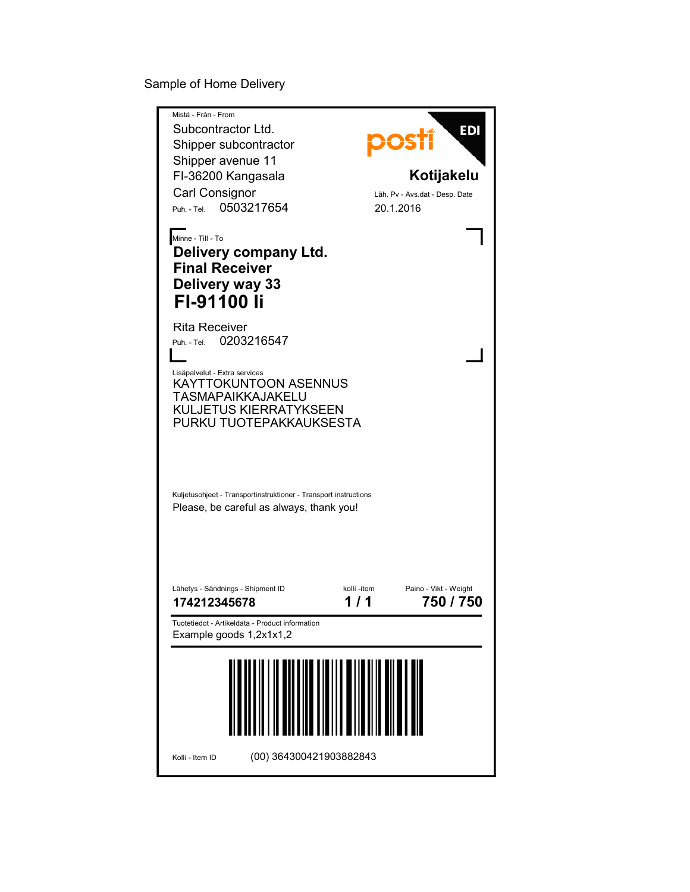Sample of Home Delivery

Mistä - Från - From

Subcontractor Ltd.
Shipper subcontractor
Shipper avenue 11
FI-36200 Kangasala
Carl Consignor
Puh. - Tel. 0503217654

posti EDI

**Kotijakelu**

Läh. Pv - Avs.dat - Desp. Date
20.1.2016

Minne - Till - To

**Delivery company Ltd.**
**Final Receiver**
**Delivery way 33**
**FI-91100 Ii**

Rita Receiver
Puh. - Tel. 0203216547

Lisäpalvelut - Extra services

KAYTTOKUNTOON ASENNUS
TASMAPAIKKAJAKELU
KULJETUS KIERRATYKSEEN
PURKU TUOTEPAKKAUKSESTA

Kuljetusohjeet - Transportinstruktioner - Transport instructions

Please, be careful as always, thank you!

| Lähetys - Sändnings - Shipment ID | kolli -item | Paino - Vikt - Weight |
|---|---|---|
| **174212345678** | **1 / 1** | **750 / 750** |

Tuotetiedot - Artikeldata - Product information

Example goods 1,2x1x1,2

Kolli - Item ID (00) 364300421903882843